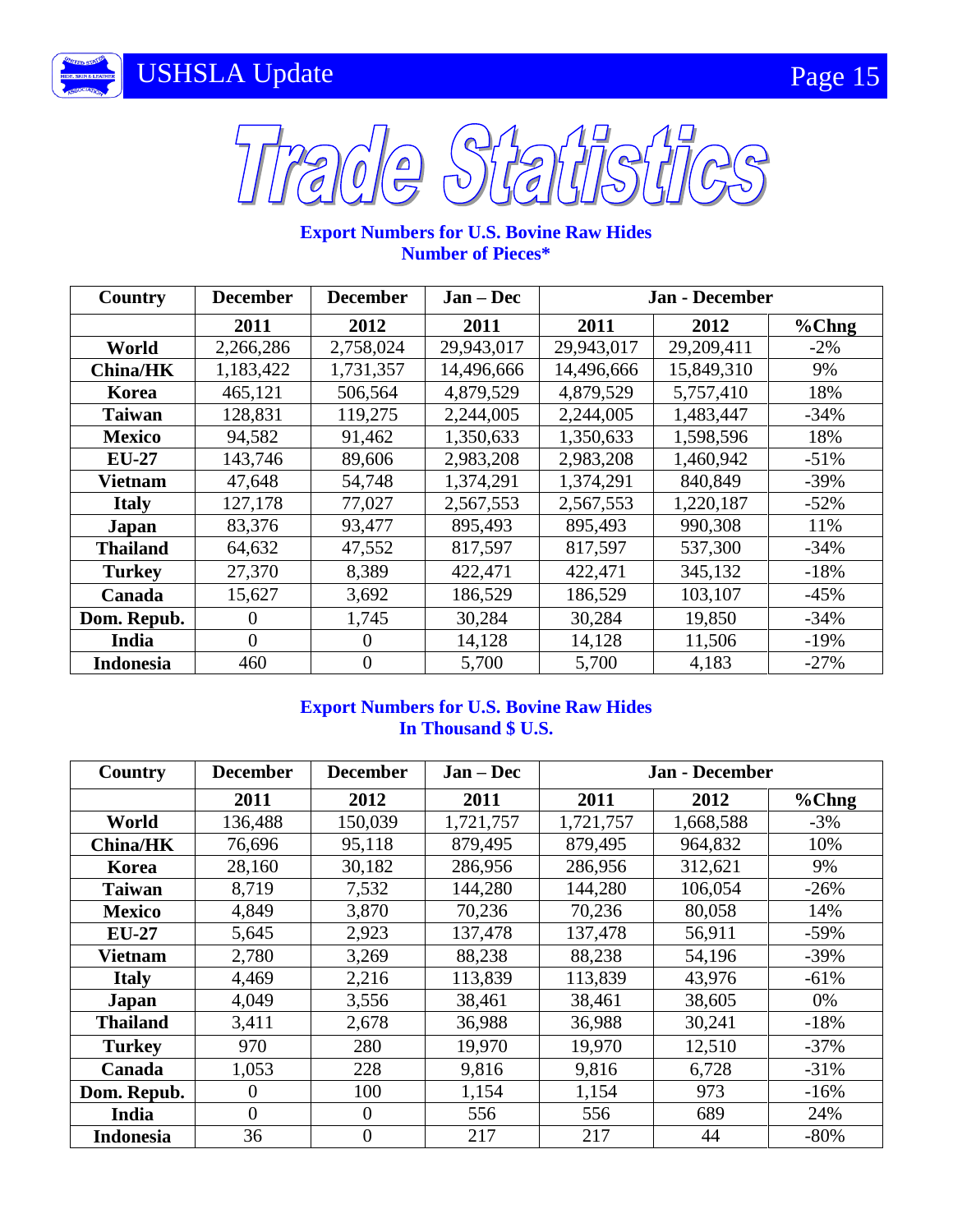// Trade Statistics

# Trade Statistics

### Export Numbers for U.S. Bovine Raw Hides
### Number of Pieces*

| Country | December | December | Jan – Dec | Jan - December | | |
|---|---|---|---|---|---|---|
| | 2011 | 2012 | 2011 | 2011 | 2012 | %Chng |
| World | 2,266,286 | 2,758,024 | 29,943,017 | 29,943,017 | 29,209,411 | -2% |
| China/HK | 1,183,422 | 1,731,357 | 14,496,666 | 14,496,666 | 15,849,310 | 9% |
| Korea | 465,121 | 506,564 | 4,879,529 | 4,879,529 | 5,757,410 | 18% |
| Taiwan | 128,831 | 119,275 | 2,244,005 | 2,244,005 | 1,483,447 | -34% |
| Mexico | 94,582 | 91,462 | 1,350,633 | 1,350,633 | 1,598,596 | 18% |
| EU-27 | 143,746 | 89,606 | 2,983,208 | 2,983,208 | 1,460,942 | -51% |
| Vietnam | 47,648 | 54,748 | 1,374,291 | 1,374,291 | 840,849 | -39% |
| Italy | 127,178 | 77,027 | 2,567,553 | 2,567,553 | 1,220,187 | -52% |
| Japan | 83,376 | 93,477 | 895,493 | 895,493 | 990,308 | 11% |
| Thailand | 64,632 | 47,552 | 817,597 | 817,597 | 537,300 | -34% |
| Turkey | 27,370 | 8,389 | 422,471 | 422,471 | 345,132 | -18% |
| Canada | 15,627 | 3,692 | 186,529 | 186,529 | 103,107 | -45% |
| Dom. Repub. | 0 | 1,745 | 30,284 | 30,284 | 19,850 | -34% |
| India | 0 | 0 | 14,128 | 14,128 | 11,506 | -19% |
| Indonesia | 460 | 0 | 5,700 | 5,700 | 4,183 | -27% |

### Export Numbers for U.S. Bovine Raw Hides
### In Thousand $ U.S.

| Country | December | December | Jan – Dec | Jan - December | | |
|---|---|---|---|---|---|---|
| | 2011 | 2012 | 2011 | 2011 | 2012 | %Chng |
| World | 136,488 | 150,039 | 1,721,757 | 1,721,757 | 1,668,588 | -3% |
| China/HK | 76,696 | 95,118 | 879,495 | 879,495 | 964,832 | 10% |
| Korea | 28,160 | 30,182 | 286,956 | 286,956 | 312,621 | 9% |
| Taiwan | 8,719 | 7,532 | 144,280 | 144,280 | 106,054 | -26% |
| Mexico | 4,849 | 3,870 | 70,236 | 70,236 | 80,058 | 14% |
| EU-27 | 5,645 | 2,923 | 137,478 | 137,478 | 56,911 | -59% |
| Vietnam | 2,780 | 3,269 | 88,238 | 88,238 | 54,196 | -39% |
| Italy | 4,469 | 2,216 | 113,839 | 113,839 | 43,976 | -61% |
| Japan | 4,049 | 3,556 | 38,461 | 38,461 | 38,605 | 0% |
| Thailand | 3,411 | 2,678 | 36,988 | 36,988 | 30,241 | -18% |
| Turkey | 970 | 280 | 19,970 | 19,970 | 12,510 | -37% |
| Canada | 1,053 | 228 | 9,816 | 9,816 | 6,728 | -31% |
| Dom. Repub. | 0 | 100 | 1,154 | 1,154 | 973 | -16% |
| India | 0 | 0 | 556 | 556 | 689 | 24% |
| Indonesia | 36 | 0 | 217 | 217 | 44 | -80% |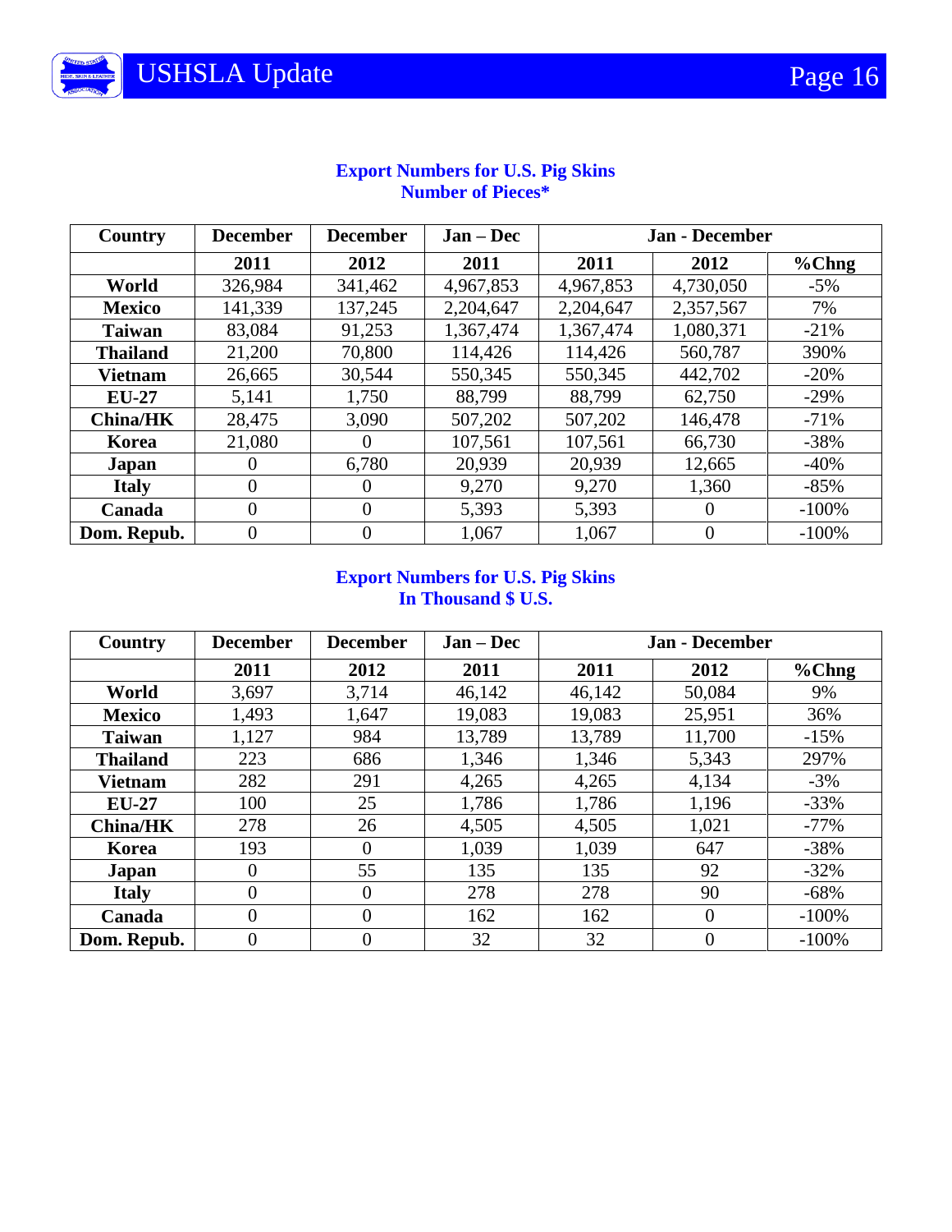### Export Numbers for U.S. Pig Skins
### Number of Pieces*

| Country | December | December | Jan – Dec | Jan - December | | |
|---|---|---|---|---|---|---|
| | 2011 | 2012 | 2011 | 2011 | 2012 | %Chng |
| World | 326,984 | 341,462 | 4,967,853 | 4,967,853 | 4,730,050 | -5% |
| Mexico | 141,339 | 137,245 | 2,204,647 | 2,204,647 | 2,357,567 | 7% |
| Taiwan | 83,084 | 91,253 | 1,367,474 | 1,367,474 | 1,080,371 | -21% |
| Thailand | 21,200 | 70,800 | 114,426 | 114,426 | 560,787 | 390% |
| Vietnam | 26,665 | 30,544 | 550,345 | 550,345 | 442,702 | -20% |
| EU-27 | 5,141 | 1,750 | 88,799 | 88,799 | 62,750 | -29% |
| China/HK | 28,475 | 3,090 | 507,202 | 507,202 | 146,478 | -71% |
| Korea | 21,080 | 0 | 107,561 | 107,561 | 66,730 | -38% |
| Japan | 0 | 6,780 | 20,939 | 20,939 | 12,665 | -40% |
| Italy | 0 | 0 | 9,270 | 9,270 | 1,360 | -85% |
| Canada | 0 | 0 | 5,393 | 5,393 | 0 | -100% |
| Dom. Repub. | 0 | 0 | 1,067 | 1,067 | 0 | -100% |

### Export Numbers for U.S. Pig Skins
### In Thousand $ U.S.

| Country | December | December | Jan – Dec | Jan - December | | |
|---|---|---|---|---|---|---|
| | 2011 | 2012 | 2011 | 2011 | 2012 | %Chng |
| World | 3,697 | 3,714 | 46,142 | 46,142 | 50,084 | 9% |
| Mexico | 1,493 | 1,647 | 19,083 | 19,083 | 25,951 | 36% |
| Taiwan | 1,127 | 984 | 13,789 | 13,789 | 11,700 | -15% |
| Thailand | 223 | 686 | 1,346 | 1,346 | 5,343 | 297% |
| Vietnam | 282 | 291 | 4,265 | 4,265 | 4,134 | -3% |
| EU-27 | 100 | 25 | 1,786 | 1,786 | 1,196 | -33% |
| China/HK | 278 | 26 | 4,505 | 4,505 | 1,021 | -77% |
| Korea | 193 | 0 | 1,039 | 1,039 | 647 | -38% |
| Japan | 0 | 55 | 135 | 135 | 92 | -32% |
| Italy | 0 | 0 | 278 | 278 | 90 | -68% |
| Canada | 0 | 0 | 162 | 162 | 0 | -100% |
| Dom. Repub. | 0 | 0 | 32 | 32 | 0 | -100% |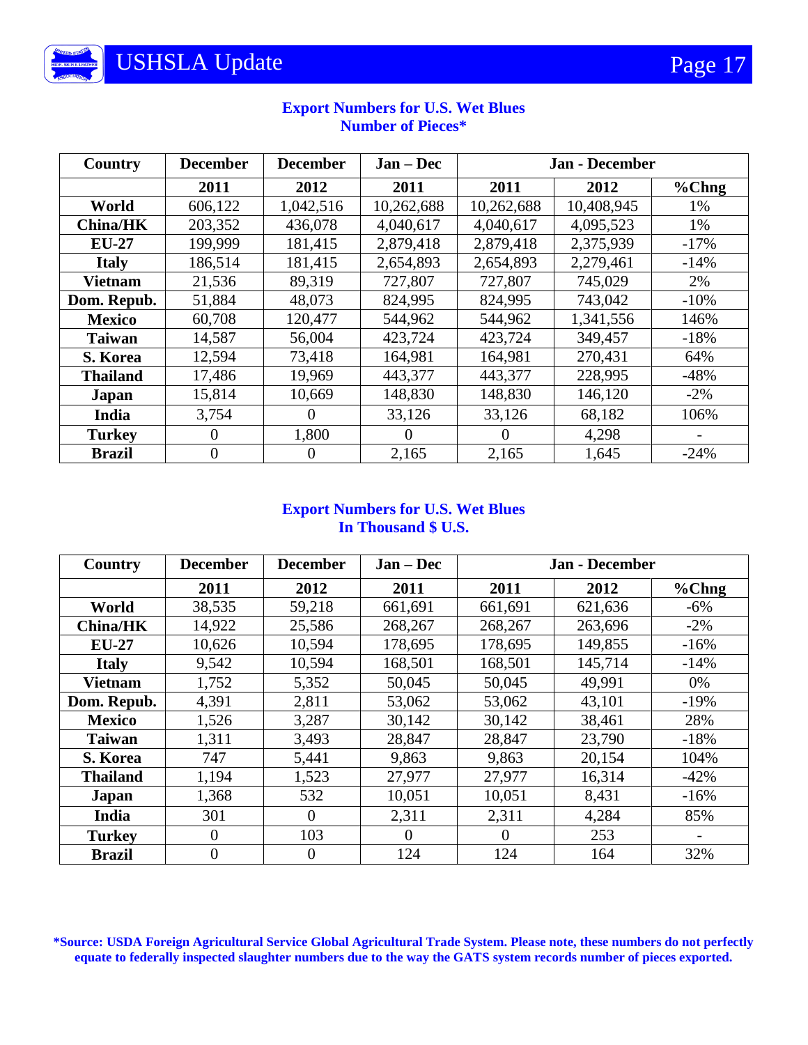## Export Numbers for U.S. Wet Blues
## Number of Pieces*

| Country | December | December | Jan – Dec | Jan - December | | |
|---|---|---|---|---|---|---|
| | 2011 | 2012 | 2011 | 2011 | 2012 | %Chng |
| **World** | 606,122 | 1,042,516 | 10,262,688 | 10,262,688 | 10,408,945 | 1% |
| **China/HK** | 203,352 | 436,078 | 4,040,617 | 4,040,617 | 4,095,523 | 1% |
| **EU-27** | 199,999 | 181,415 | 2,879,418 | 2,879,418 | 2,375,939 | -17% |
| **Italy** | 186,514 | 181,415 | 2,654,893 | 2,654,893 | 2,279,461 | -14% |
| **Vietnam** | 21,536 | 89,319 | 727,807 | 727,807 | 745,029 | 2% |
| **Dom. Repub.** | 51,884 | 48,073 | 824,995 | 824,995 | 743,042 | -10% |
| **Mexico** | 60,708 | 120,477 | 544,962 | 544,962 | 1,341,556 | 146% |
| **Taiwan** | 14,587 | 56,004 | 423,724 | 423,724 | 349,457 | -18% |
| **S. Korea** | 12,594 | 73,418 | 164,981 | 164,981 | 270,431 | 64% |
| **Thailand** | 17,486 | 19,969 | 443,377 | 443,377 | 228,995 | -48% |
| **Japan** | 15,814 | 10,669 | 148,830 | 148,830 | 146,120 | -2% |
| **India** | 3,754 | 0 | 33,126 | 33,126 | 68,182 | 106% |
| **Turkey** | 0 | 1,800 | 0 | 0 | 4,298 | - |
| **Brazil** | 0 | 0 | 2,165 | 2,165 | 1,645 | -24% |

## Export Numbers for U.S. Wet Blues
## In Thousand $ U.S.

| Country | December | December | Jan – Dec | Jan - December | | |
|---|---|---|---|---|---|---|
| | 2011 | 2012 | 2011 | 2011 | 2012 | %Chng |
| **World** | 38,535 | 59,218 | 661,691 | 661,691 | 621,636 | -6% |
| **China/HK** | 14,922 | 25,586 | 268,267 | 268,267 | 263,696 | -2% |
| **EU-27** | 10,626 | 10,594 | 178,695 | 178,695 | 149,855 | -16% |
| **Italy** | 9,542 | 10,594 | 168,501 | 168,501 | 145,714 | -14% |
| **Vietnam** | 1,752 | 5,352 | 50,045 | 50,045 | 49,991 | 0% |
| **Dom. Repub.** | 4,391 | 2,811 | 53,062 | 53,062 | 43,101 | -19% |
| **Mexico** | 1,526 | 3,287 | 30,142 | 30,142 | 38,461 | 28% |
| **Taiwan** | 1,311 | 3,493 | 28,847 | 28,847 | 23,790 | -18% |
| **S. Korea** | 747 | 5,441 | 9,863 | 9,863 | 20,154 | 104% |
| **Thailand** | 1,194 | 1,523 | 27,977 | 27,977 | 16,314 | -42% |
| **Japan** | 1,368 | 532 | 10,051 | 10,051 | 8,431 | -16% |
| **India** | 301 | 0 | 2,311 | 2,311 | 4,284 | 85% |
| **Turkey** | 0 | 103 | 0 | 0 | 253 | - |
| **Brazil** | 0 | 0 | 124 | 124 | 164 | 32% |

**\*Source: USDA Foreign Agricultural Service Global Agricultural Trade System. Please note, these numbers do not perfectly equate to federally inspected slaughter numbers due to the way the GATS system records number of pieces exported.**